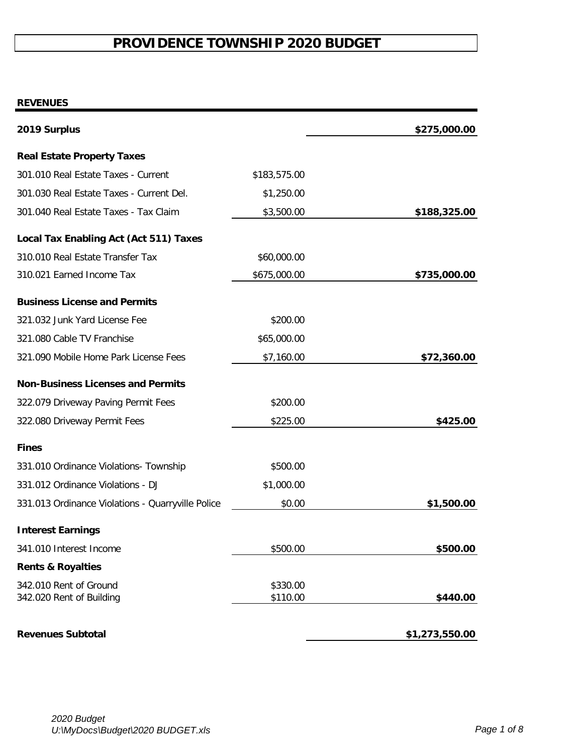# PROVIDENCE TOWNSHIP 2020 BUDGET

**REVENUES**

| | | |
|---|---|---|
| **2019 Surplus** | | **$275,000.00** |
| **Real Estate Property Taxes** | | |
| 301.010 Real Estate Taxes - Current | $183,575.00 | |
| 301.030 Real Estate Taxes - Current Del. | $1,250.00 | |
| 301.040 Real Estate Taxes - Tax Claim | $3,500.00 | **$188,325.00** |
| **Local Tax Enabling Act (Act 511) Taxes** | | |
| 310.010 Real Estate Transfer Tax | $60,000.00 | |
| 310.021 Earned Income Tax | $675,000.00 | **$735,000.00** |
| **Business License and Permits** | | |
| 321.032 Junk Yard License Fee | $200.00 | |
| 321.080 Cable TV Franchise | $65,000.00 | |
| 321.090 Mobile Home Park License Fees | $7,160.00 | **$72,360.00** |
| **Non-Business Licenses and Permits** | | |
| 322.079 Driveway Paving Permit Fees | $200.00 | |
| 322.080 Driveway Permit Fees | $225.00 | **$425.00** |
| **Fines** | | |
| 331.010 Ordinance Violations- Township | $500.00 | |
| 331.012 Ordinance Violations - DJ | $1,000.00 | |
| 331.013 Ordinance Violations - Quarryville Police | $0.00 | **$1,500.00** |
| **Interest Earnings** | | |
| 341.010 Interest Income | $500.00 | **$500.00** |
| **Rents & Royalties** | | |
| 342.010 Rent of Ground | $330.00 | |
| 342.020 Rent of Building | $110.00 | **$440.00** |
| **Revenues Subtotal** | | **$1,273,550.00** |

*2020 Budget*
*U:\MyDocs\Budget\2020 BUDGET.xls*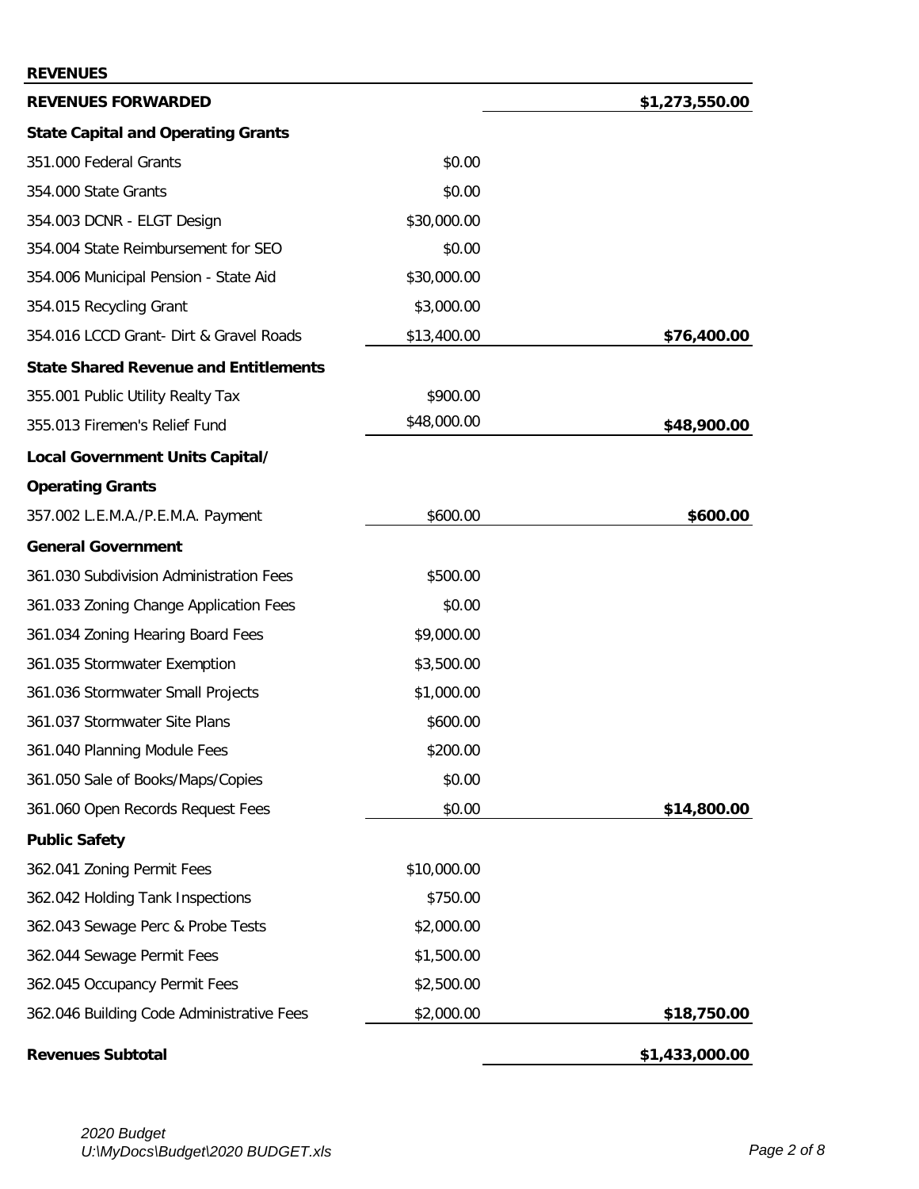**REVENUES**

| | | |
|---|---|---|
| **REVENUES FORWARDED** | | **$1,273,550.00** |
| **State Capital and Operating Grants** | | |
| 351.000 Federal Grants | $0.00 | |
| 354.000 State Grants | $0.00 | |
| 354.003 DCNR - ELGT Design | $30,000.00 | |
| 354.004 State Reimbursement for SEO | $0.00 | |
| 354.006 Municipal Pension - State Aid | $30,000.00 | |
| 354.015 Recycling Grant | $3,000.00 | |
| 354.016 LCCD Grant- Dirt & Gravel Roads | $13,400.00 | **$76,400.00** |
| **State Shared Revenue and Entitlements** | | |
| 355.001 Public Utility Realty Tax | $900.00 | |
| 355.013 Firemen's Relief Fund | $48,000.00 | **$48,900.00** |
| **Local Government Units Capital/** | | |
| **Operating Grants** | | |
| 357.002 L.E.M.A./P.E.M.A. Payment | $600.00 | **$600.00** |
| **General Government** | | |
| 361.030 Subdivision Administration Fees | $500.00 | |
| 361.033 Zoning Change Application Fees | $0.00 | |
| 361.034 Zoning Hearing Board Fees | $9,000.00 | |
| 361.035 Stormwater Exemption | $3,500.00 | |
| 361.036 Stormwater Small Projects | $1,000.00 | |
| 361.037 Stormwater Site Plans | $600.00 | |
| 361.040 Planning Module Fees | $200.00 | |
| 361.050 Sale of Books/Maps/Copies | $0.00 | |
| 361.060 Open Records Request Fees | $0.00 | **$14,800.00** |
| **Public Safety** | | |
| 362.041 Zoning Permit Fees | $10,000.00 | |
| 362.042 Holding Tank Inspections | $750.00 | |
| 362.043 Sewage Perc & Probe Tests | $2,000.00 | |
| 362.044 Sewage Permit Fees | $1,500.00 | |
| 362.045 Occupancy Permit Fees | $2,500.00 | |
| 362.046 Building Code Administrative Fees | $2,000.00 | **$18,750.00** |
| **Revenues Subtotal** | | **$1,433,000.00** |

*2020 Budget*
*U:\MyDocs\Budget\2020 BUDGET.xls*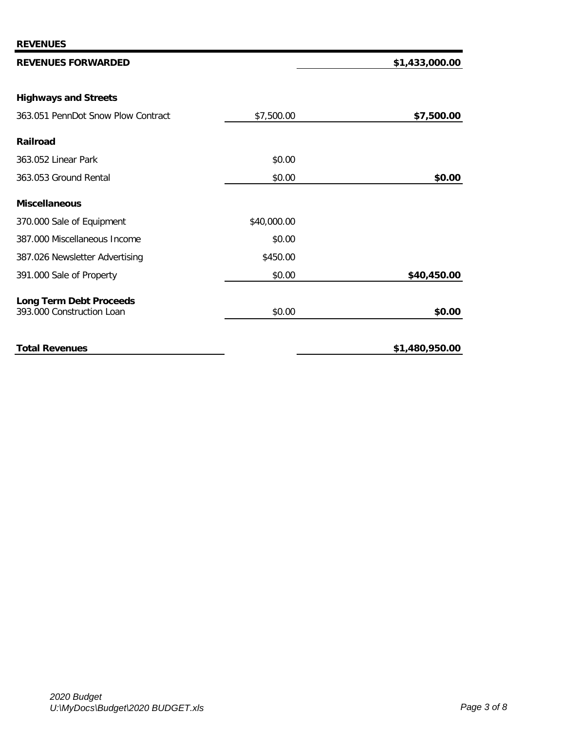## REVENUES

| | | |
|---|---|---|
| **REVENUES FORWARDED** | | **$1,433,000.00** |
| | | |
| **Highways and Streets** | | |
| 363.051 PennDot Snow Plow Contract | $7,500.00 | **$7,500.00** |
| **Railroad** | | |
| 363.052 Linear Park | $0.00 | |
| 363.053 Ground Rental | $0.00 | **$0.00** |
| **Miscellaneous** | | |
| 370.000 Sale of Equipment | $40,000.00 | |
| 387.000 Miscellaneous Income | $0.00 | |
| 387.026 Newsletter Advertising | $450.00 | |
| 391.000 Sale of Property | $0.00 | **$40,450.00** |
| **Long Term Debt Proceeds** | | |
| 393.000 Construction Loan | $0.00 | **$0.00** |
| | | |
| **Total Revenues** | | **$1,480,950.00** |

*2020 Budget*
*U:\MyDocs\Budget\2020 BUDGET.xls*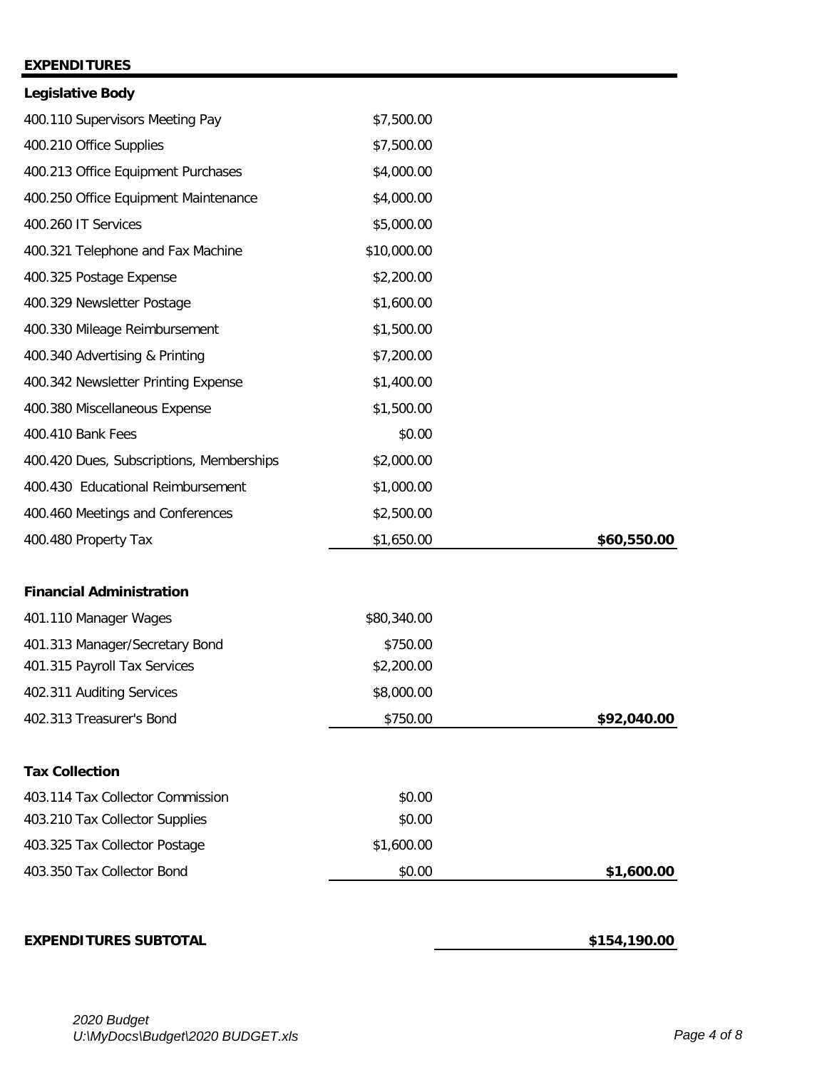**EXPENDITURES**

**Legislative Body**

| | | |
|---|---|---|
| 400.110 Supervisors Meeting Pay | $7,500.00 | |
| 400.210 Office Supplies | $7,500.00 | |
| 400.213 Office Equipment Purchases | $4,000.00 | |
| 400.250 Office Equipment Maintenance | $4,000.00 | |
| 400.260 IT Services | $5,000.00 | |
| 400.321 Telephone and Fax Machine | $10,000.00 | |
| 400.325 Postage Expense | $2,200.00 | |
| 400.329 Newsletter Postage | $1,600.00 | |
| 400.330 Mileage Reimbursement | $1,500.00 | |
| 400.340 Advertising & Printing | $7,200.00 | |
| 400.342 Newsletter Printing Expense | $1,400.00 | |
| 400.380 Miscellaneous Expense | $1,500.00 | |
| 400.410 Bank Fees | $0.00 | |
| 400.420 Dues, Subscriptions, Memberships | $2,000.00 | |
| 400.430 Educational Reimbursement | $1,000.00 | |
| 400.460 Meetings and Conferences | $2,500.00 | |
| 400.480 Property Tax | $1,650.00 | **$60,550.00** |

**Financial Administration**

| | | |
|---|---|---|
| 401.110 Manager Wages | $80,340.00 | |
| 401.313 Manager/Secretary Bond | $750.00 | |
| 401.315 Payroll Tax Services | $2,200.00 | |
| 402.311 Auditing Services | $8,000.00 | |
| 402.313 Treasurer's Bond | $750.00 | **$92,040.00** |

**Tax Collection**

| | | |
|---|---|---|
| 403.114 Tax Collector Commission | $0.00 | |
| 403.210 Tax Collector Supplies | $0.00 | |
| 403.325 Tax Collector Postage | $1,600.00 | |
| 403.350 Tax Collector Bond | $0.00 | **$1,600.00** |

**EXPENDITURES SUBTOTAL** **$154,190.00**

*2020 Budget*
*U:\MyDocs\Budget\2020 BUDGET.xls*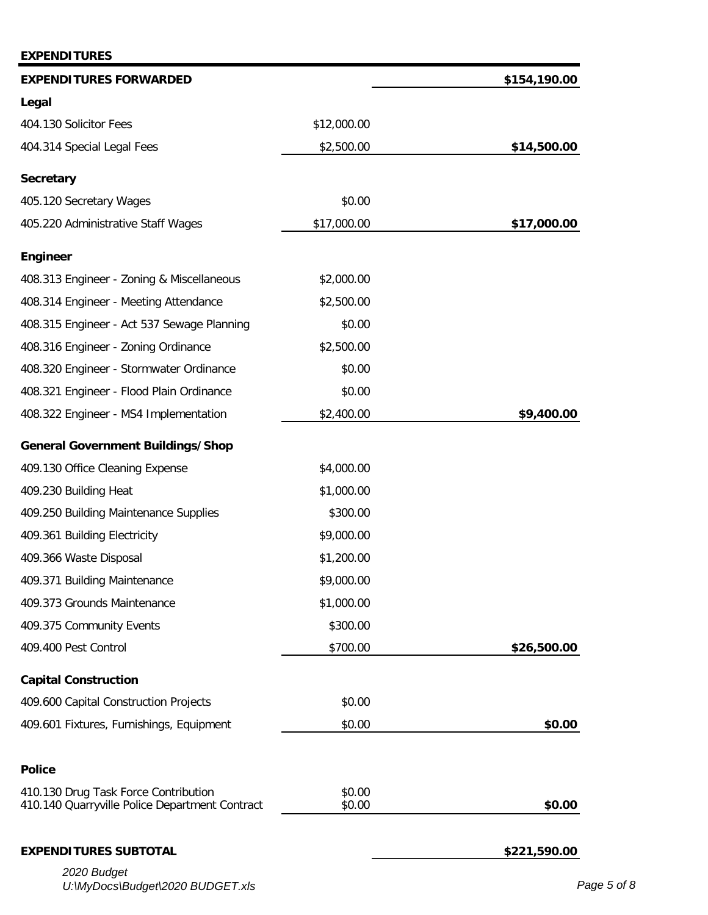**EXPENDITURES**

| | | |
|---|---|---|
| **EXPENDITURES FORWARDED** | | **$154,190.00** |
| **Legal** | | |
| 404.130 Solicitor Fees | $12,000.00 | |
| 404.314 Special Legal Fees | $2,500.00 | **$14,500.00** |
| **Secretary** | | |
| 405.120 Secretary Wages | $0.00 | |
| 405.220 Administrative Staff Wages | $17,000.00 | **$17,000.00** |
| **Engineer** | | |
| 408.313 Engineer - Zoning & Miscellaneous | $2,000.00 | |
| 408.314 Engineer - Meeting Attendance | $2,500.00 | |
| 408.315 Engineer - Act 537 Sewage Planning | $0.00 | |
| 408.316 Engineer - Zoning Ordinance | $2,500.00 | |
| 408.320 Engineer - Stormwater Ordinance | $0.00 | |
| 408.321 Engineer - Flood Plain Ordinance | $0.00 | |
| 408.322 Engineer - MS4 Implementation | $2,400.00 | **$9,400.00** |
| **General Government Buildings/Shop** | | |
| 409.130 Office Cleaning Expense | $4,000.00 | |
| 409.230 Building Heat | $1,000.00 | |
| 409.250 Building Maintenance Supplies | $300.00 | |
| 409.361 Building Electricity | $9,000.00 | |
| 409.366 Waste Disposal | $1,200.00 | |
| 409.371 Building Maintenance | $9,000.00 | |
| 409.373 Grounds Maintenance | $1,000.00 | |
| 409.375 Community Events | $300.00 | |
| 409.400 Pest Control | $700.00 | **$26,500.00** |
| **Capital Construction** | | |
| 409.600 Capital Construction Projects | $0.00 | |
| 409.601 Fixtures, Furnishings, Equipment | $0.00 | **$0.00** |
| **Police** | | |
| 410.130 Drug Task Force Contribution | $0.00 | |
| 410.140 Quarryville Police Department Contract | $0.00 | **$0.00** |
| **EXPENDITURES SUBTOTAL** | | **$221,590.00** |

*2020 Budget*
*U:\MyDocs\Budget\2020 BUDGET.xls*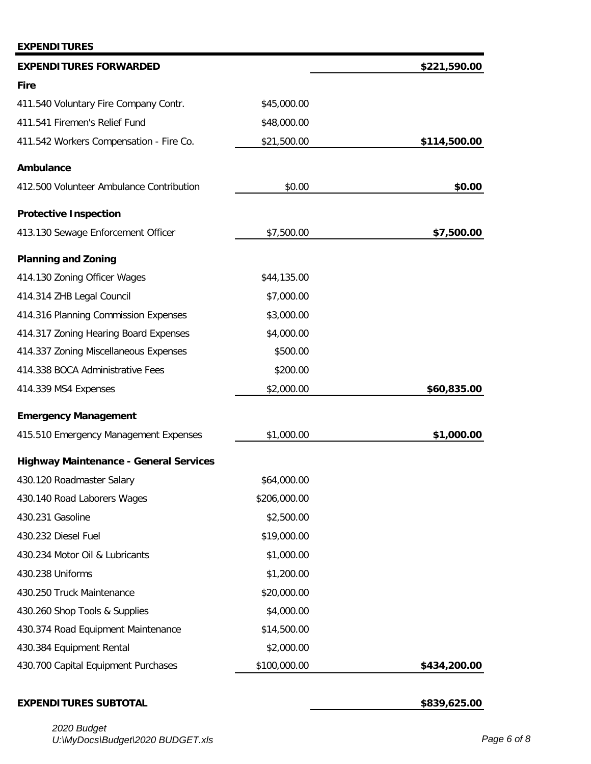**EXPENDITURES**

| | | |
|---|---|---|
| **EXPENDITURES FORWARDED** | | **$221,590.00** |
| **Fire** | | |
| 411.540 Voluntary Fire Company Contr. | $45,000.00 | |
| 411.541 Firemen's Relief Fund | $48,000.00 | |
| 411.542 Workers Compensation - Fire Co. | $21,500.00 | **$114,500.00** |
| **Ambulance** | | |
| 412.500 Volunteer Ambulance Contribution | $0.00 | **$0.00** |
| **Protective Inspection** | | |
| 413.130 Sewage Enforcement Officer | $7,500.00 | **$7,500.00** |
| **Planning and Zoning** | | |
| 414.130 Zoning Officer Wages | $44,135.00 | |
| 414.314 ZHB Legal Council | $7,000.00 | |
| 414.316 Planning Commission Expenses | $3,000.00 | |
| 414.317 Zoning Hearing Board Expenses | $4,000.00 | |
| 414.337 Zoning Miscellaneous Expenses | $500.00 | |
| 414.338 BOCA Administrative Fees | $200.00 | |
| 414.339 MS4 Expenses | $2,000.00 | **$60,835.00** |
| **Emergency Management** | | |
| 415.510 Emergency Management Expenses | $1,000.00 | **$1,000.00** |
| **Highway Maintenance - General Services** | | |
| 430.120 Roadmaster Salary | $64,000.00 | |
| 430.140 Road Laborers Wages | $206,000.00 | |
| 430.231 Gasoline | $2,500.00 | |
| 430.232 Diesel Fuel | $19,000.00 | |
| 430.234 Motor Oil & Lubricants | $1,000.00 | |
| 430.238 Uniforms | $1,200.00 | |
| 430.250 Truck Maintenance | $20,000.00 | |
| 430.260 Shop Tools & Supplies | $4,000.00 | |
| 430.374 Road Equipment Maintenance | $14,500.00 | |
| 430.384 Equipment Rental | $2,000.00 | |
| 430.700 Capital Equipment Purchases | $100,000.00 | **$434,200.00** |
| **EXPENDITURES SUBTOTAL** | | **$839,625.00** |

*2020 Budget*
*U:\MyDocs\Budget\2020 BUDGET.xls*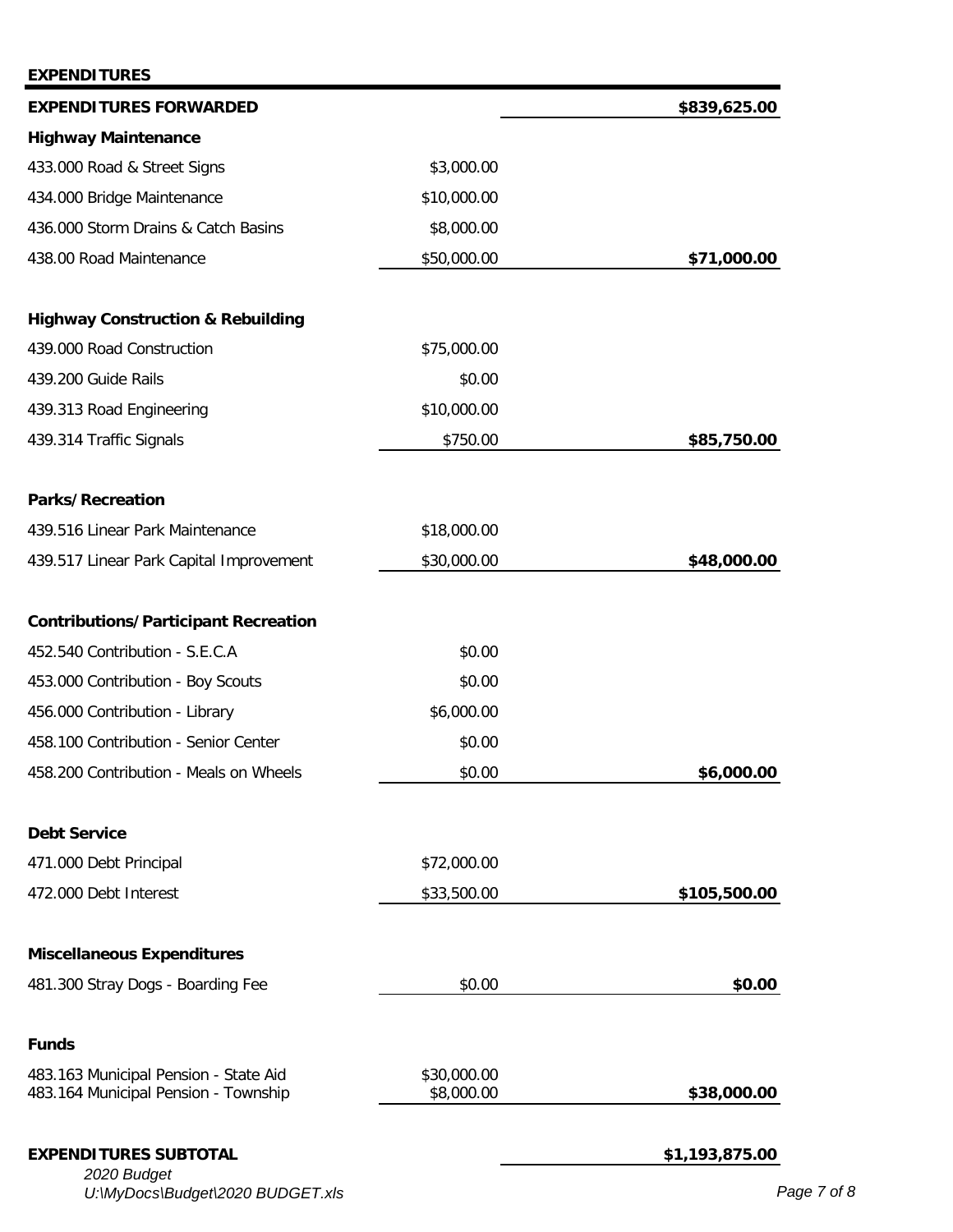## EXPENDITURES

| | | |
|---|---|---|
| **EXPENDITURES FORWARDED** | | **$839,625.00** |
| **Highway Maintenance** | | |
| 433.000 Road & Street Signs | $3,000.00 | |
| 434.000 Bridge Maintenance | $10,000.00 | |
| 436.000 Storm Drains & Catch Basins | $8,000.00 | |
| 438.00 Road Maintenance | $50,000.00 | **$71,000.00** |
| **Highway Construction & Rebuilding** | | |
| 439.000 Road Construction | $75,000.00 | |
| 439.200 Guide Rails | $0.00 | |
| 439.313 Road Engineering | $10,000.00 | |
| 439.314 Traffic Signals | $750.00 | **$85,750.00** |
| **Parks/Recreation** | | |
| 439.516 Linear Park Maintenance | $18,000.00 | |
| 439.517 Linear Park Capital Improvement | $30,000.00 | **$48,000.00** |
| **Contributions/Participant Recreation** | | |
| 452.540 Contribution - S.E.C.A | $0.00 | |
| 453.000 Contribution - Boy Scouts | $0.00 | |
| 456.000 Contribution - Library | $6,000.00 | |
| 458.100 Contribution - Senior Center | $0.00 | |
| 458.200 Contribution - Meals on Wheels | $0.00 | **$6,000.00** |
| **Debt Service** | | |
| 471.000 Debt Principal | $72,000.00 | |
| 472.000 Debt Interest | $33,500.00 | **$105,500.00** |
| **Miscellaneous Expenditures** | | |
| 481.300 Stray Dogs - Boarding Fee | $0.00 | **$0.00** |
| **Funds** | | |
| 483.163 Municipal Pension - State Aid | $30,000.00 | |
| 483.164 Municipal Pension - Township | $8,000.00 | **$38,000.00** |
| **EXPENDITURES SUBTOTAL** | | **$1,193,875.00** |

*2020 Budget*
*U:\MyDocs\Budget\2020 BUDGET.xls*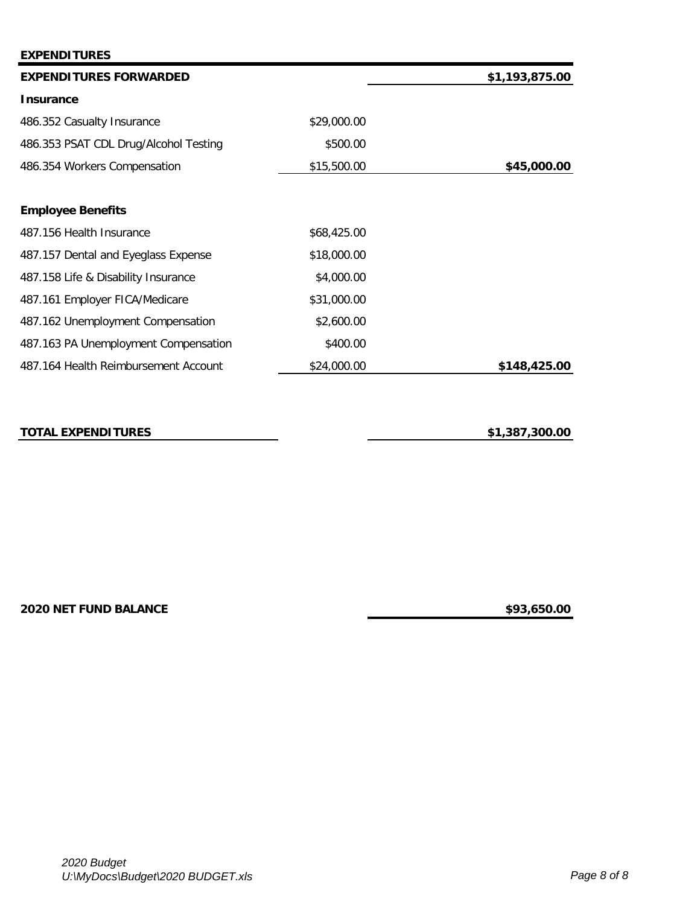**EXPENDITURES**

| | | |
|---|---|---|
| **EXPENDITURES FORWARDED** | | **$1,193,875.00** |
| **Insurance** | | |
| 486.352 Casualty Insurance | $29,000.00 | |
| 486.353 PSAT CDL Drug/Alcohol Testing | $500.00 | |
| 486.354 Workers Compensation | $15,500.00 | **$45,000.00** |
| | | |
| **Employee Benefits** | | |
| 487.156 Health Insurance | $68,425.00 | |
| 487.157 Dental and Eyeglass Expense | $18,000.00 | |
| 487.158 Life & Disability Insurance | $4,000.00 | |
| 487.161 Employer FICA/Medicare | $31,000.00 | |
| 487.162 Unemployment Compensation | $2,600.00 | |
| 487.163 PA Unemployment Compensation | $400.00 | |
| 487.164 Health Reimbursement Account | $24,000.00 | **$148,425.00** |
| | | |
| **TOTAL EXPENDITURES** | | **$1,387,300.00** |
| | | |
| **2020 NET FUND BALANCE** | | **$93,650.00** |

*2020 Budget*
*U:\MyDocs\Budget\2020 BUDGET.xls*